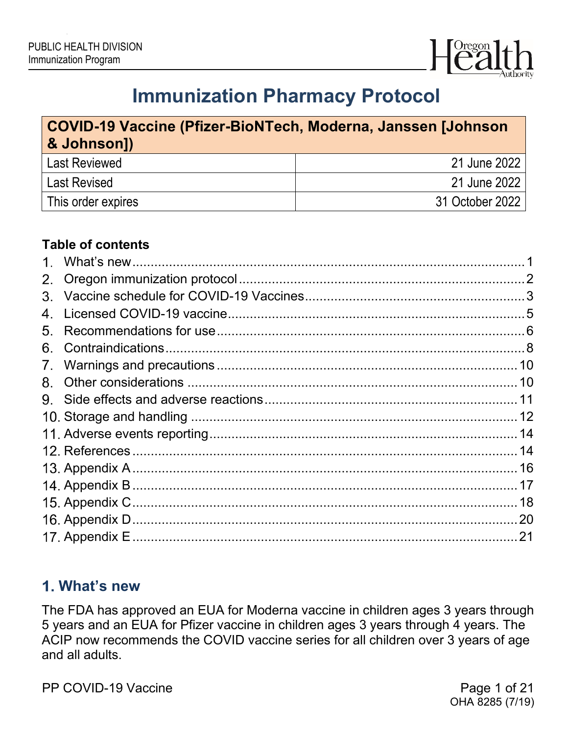PUBLIC HEALTH DIVISION
Immunization Program

# Immunization Pharmacy Protocol

| COVID-19 Vaccine (Pfizer-BioNTech, Moderna, Janssen [Johnson & Johnson]) | |
|---|---|
| Last Reviewed | 21 June 2022 |
| Last Revised | 21 June 2022 |
| This order expires | 31 October 2022 |

**Table of contents**

1. What's new ........ 1
2. Oregon immunization protocol ........ 2
3. Vaccine schedule for COVID-19 Vaccines ........ 3
4. Licensed COVID-19 vaccine ........ 5
5. Recommendations for use ........ 6
6. Contraindications ........ 8
7. Warnings and precautions ........ 10
8. Other considerations ........ 10
9. Side effects and adverse reactions ........ 11
10. Storage and handling ........ 12
11. Adverse events reporting ........ 14
12. References ........ 14
13. Appendix A ........ 16
14. Appendix B ........ 17
15. Appendix C ........ 18
16. Appendix D ........ 20
17. Appendix E ........ 21

## 1. What's new

The FDA has approved an EUA for Moderna vaccine in children ages 3 years through 5 years and an EUA for Pfizer vaccine in children ages 3 years through 4 years. The ACIP now recommends the COVID vaccine series for all children over 3 years of age and all adults.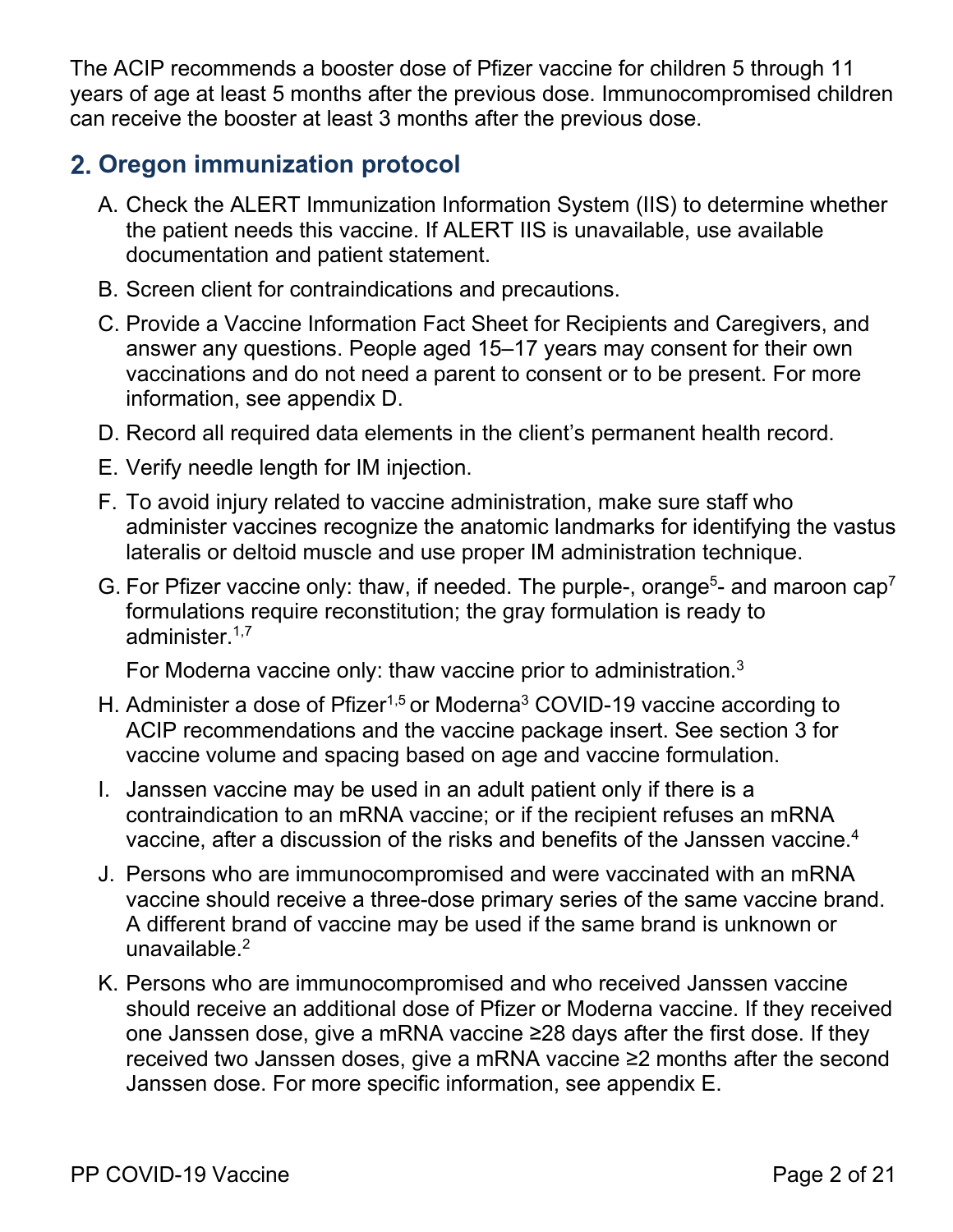The ACIP recommends a booster dose of Pfizer vaccine for children 5 through 11 years of age at least 5 months after the previous dose. Immunocompromised children can receive the booster at least 3 months after the previous dose.

## 2. Oregon immunization protocol

A. Check the ALERT Immunization Information System (IIS) to determine whether the patient needs this vaccine. If ALERT IIS is unavailable, use available documentation and patient statement.

B. Screen client for contraindications and precautions.

C. Provide a Vaccine Information Fact Sheet for Recipients and Caregivers, and answer any questions. People aged 15–17 years may consent for their own vaccinations and do not need a parent to consent or to be present. For more information, see appendix D.

D. Record all required data elements in the client's permanent health record.

E. Verify needle length for IM injection.

F. To avoid injury related to vaccine administration, make sure staff who administer vaccines recognize the anatomic landmarks for identifying the vastus lateralis or deltoid muscle and use proper IM administration technique.

G. For Pfizer vaccine only: thaw, if needed. The purple-, orange[5]- and maroon cap[7] formulations require reconstitution; the gray formulation is ready to administer.[1,7]

   For Moderna vaccine only: thaw vaccine prior to administration.[3]

H. Administer a dose of Pfizer[1,5] or Moderna[3] COVID-19 vaccine according to ACIP recommendations and the vaccine package insert. See section 3 for vaccine volume and spacing based on age and vaccine formulation.

I. Janssen vaccine may be used in an adult patient only if there is a contraindication to an mRNA vaccine; or if the recipient refuses an mRNA vaccine, after a discussion of the risks and benefits of the Janssen vaccine.[4]

J. Persons who are immunocompromised and were vaccinated with an mRNA vaccine should receive a three-dose primary series of the same vaccine brand. A different brand of vaccine may be used if the same brand is unknown or unavailable.[2]

K. Persons who are immunocompromised and who received Janssen vaccine should receive an additional dose of Pfizer or Moderna vaccine. If they received one Janssen dose, give a mRNA vaccine ≥28 days after the first dose. If they received two Janssen doses, give a mRNA vaccine ≥2 months after the second Janssen dose. For more specific information, see appendix E.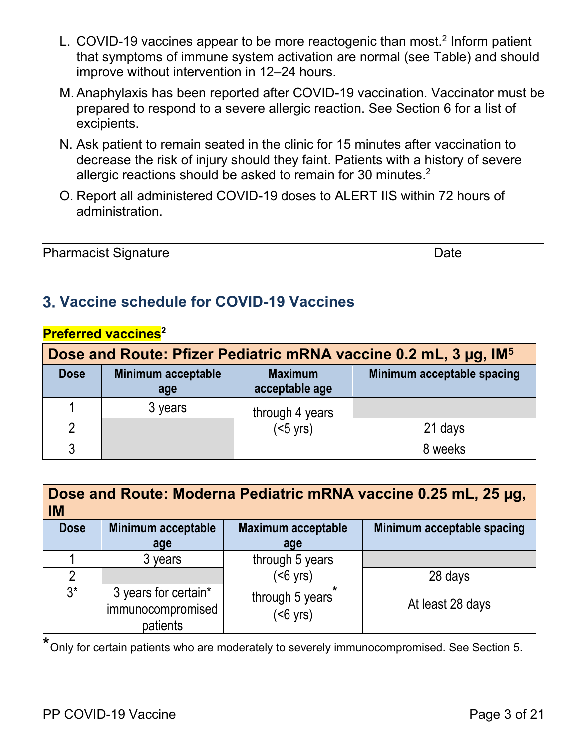L. COVID-19 vaccines appear to be more reactogenic than most.[2] Inform patient that symptoms of immune system activation are normal (see Table) and should improve without intervention in 12–24 hours.

M. Anaphylaxis has been reported after COVID-19 vaccination. Vaccinator must be prepared to respond to a severe allergic reaction. See Section 6 for a list of excipients.

N. Ask patient to remain seated in the clinic for 15 minutes after vaccination to decrease the risk of injury should they faint. Patients with a history of severe allergic reactions should be asked to remain for 30 minutes.[2]

O. Report all administered COVID-19 doses to ALERT IIS within 72 hours of administration.

Pharmacist Signature Date

## 3. Vaccine schedule for COVID-19 Vaccines

**Preferred vaccines[2]**

| Dose and Route: Pfizer Pediatric mRNA vaccine 0.2 mL, 3 µg, IM[5] | | | |
|---|---|---|---|
| **Dose** | **Minimum acceptable age** | **Maximum acceptable age** | **Minimum acceptable spacing** |
| 1 | 3 years | through 4 years (<5 yrs) | |
| 2 | | | 21 days |
| 3 | | | 8 weeks |

| Dose and Route: Moderna Pediatric mRNA vaccine 0.25 mL, 25 µg, IM | | | |
|---|---|---|---|
| **Dose** | **Minimum acceptable age** | **Maximum acceptable age** | **Minimum acceptable spacing** |
| 1 | 3 years | through 5 years (<6 yrs) | |
| 2 | | | 28 days |
| 3* | 3 years for certain* immunocompromised patients | through 5 years* (<6 yrs) | At least 28 days |

*Only for certain patients who are moderately to severely immunocompromised. See Section 5.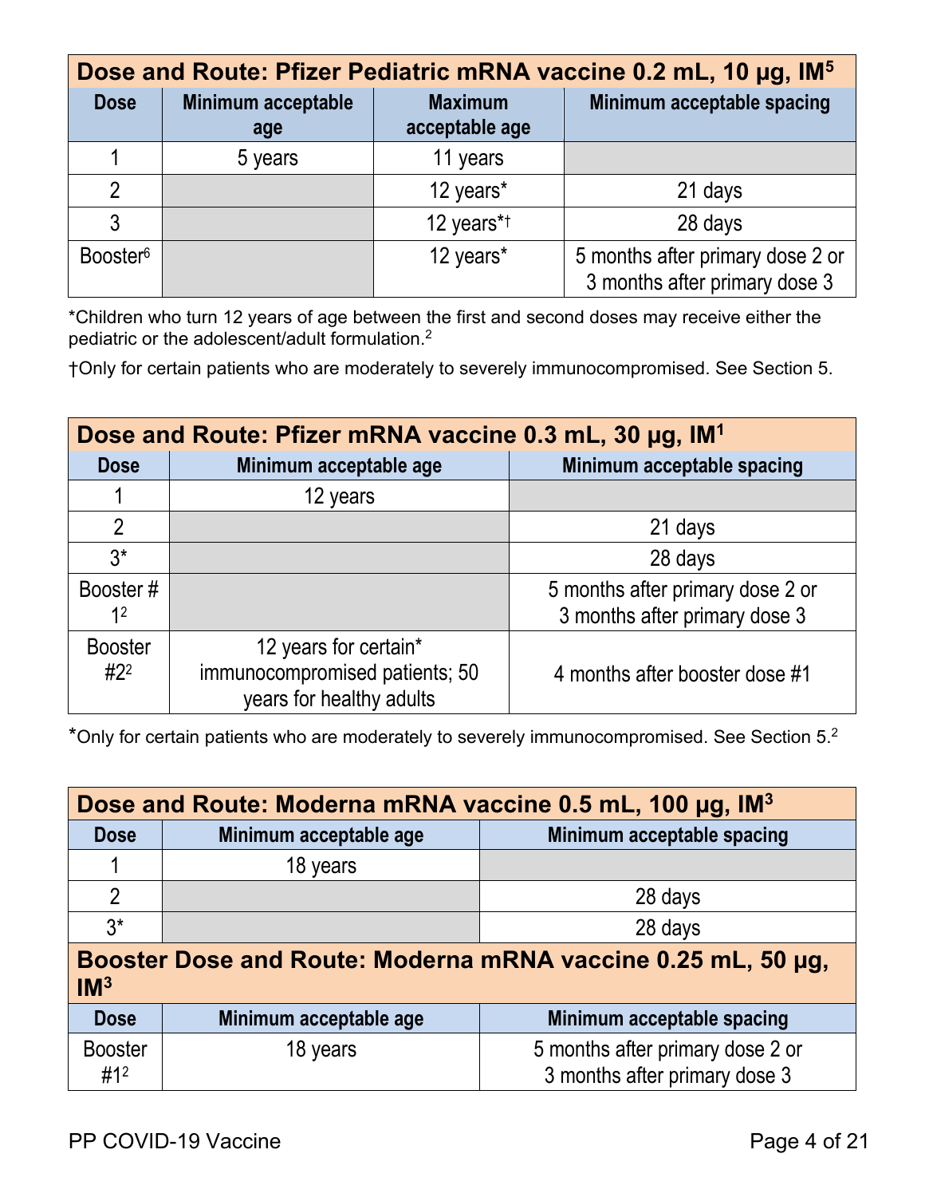| Dose and Route: Pfizer Pediatric mRNA vaccine 0.2 mL, 10 µg, IM[5] | | | |
|---|---|---|---|
| **Dose** | **Minimum acceptable age** | **Maximum acceptable age** | **Minimum acceptable spacing** |
| 1 | 5 years | 11 years | |
| 2 | | 12 years* | 21 days |
| 3 | | 12 years*† | 28 days |
| Booster[6] | | 12 years* | 5 months after primary dose 2 or 3 months after primary dose 3 |

*Children who turn 12 years of age between the first and second doses may receive either the pediatric or the adolescent/adult formulation.[2]

†Only for certain patients who are moderately to severely immunocompromised. See Section 5.

| Dose and Route: Pfizer mRNA vaccine 0.3 mL, 30 µg, IM[1] | | |
|---|---|---|
| **Dose** | **Minimum acceptable age** | **Minimum acceptable spacing** |
| 1 | 12 years | |
| 2 | | 21 days |
| 3* | | 28 days |
| Booster # 1[2] | | 5 months after primary dose 2 or 3 months after primary dose 3 |
| Booster #2[2] | 12 years for certain* immunocompromised patients; 50 years for healthy adults | 4 months after booster dose #1 |

*Only for certain patients who are moderately to severely immunocompromised. See Section 5.[2]

| Dose and Route: Moderna mRNA vaccine 0.5 mL, 100 µg, IM[3] | | |
|---|---|---|
| **Dose** | **Minimum acceptable age** | **Minimum acceptable spacing** |
| 1 | 18 years | |
| 2 | | 28 days |
| 3* | | 28 days |
| **Booster Dose and Route: Moderna mRNA vaccine 0.25 mL, 50 µg, IM[3]** | | |
| **Dose** | **Minimum acceptable age** | **Minimum acceptable spacing** |
| Booster #1[2] | 18 years | 5 months after primary dose 2 or 3 months after primary dose 3 |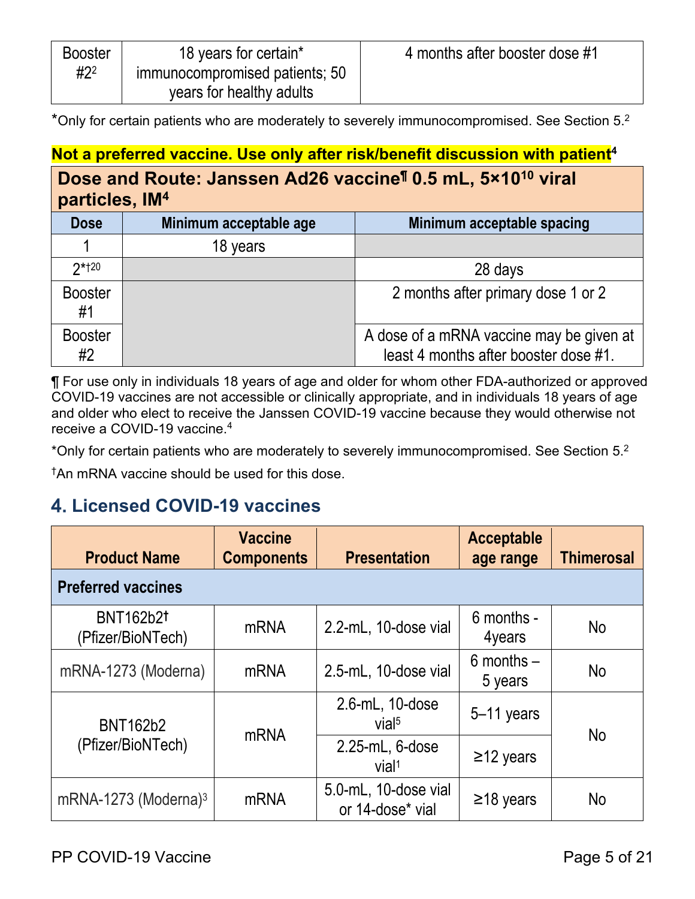| Booster #2[2] | 18 years for certain* immunocompromised patients; 50 years for healthy adults | 4 months after booster dose #1 |
|---|---|---|

*Only for certain patients who are moderately to severely immunocompromised. See Section 5.[2]

**Not a preferred vaccine. Use only after risk/benefit discussion with patient[4]**

| **Dose and Route: Janssen Ad26 vaccine¶ 0.5 mL, $5×10^{10}$ viral particles, IM[4]** | | |
|---|---|---|
| **Dose** | **Minimum acceptable age** | **Minimum acceptable spacing** |
| 1 | 18 years | |
| 2*†[20] | | 28 days |
| Booster #1 | | 2 months after primary dose 1 or 2 |
| Booster #2 | | A dose of a mRNA vaccine may be given at least 4 months after booster dose #1. |

¶ For use only in individuals 18 years of age and older for whom other FDA-authorized or approved COVID-19 vaccines are not accessible or clinically appropriate, and in individuals 18 years of age and older who elect to receive the Janssen COVID-19 vaccine because they would otherwise not receive a COVID-19 vaccine.[4]

*Only for certain patients who are moderately to severely immunocompromised. See Section 5.[2]

†An mRNA vaccine should be used for this dose.

## 4. Licensed COVID-19 vaccines

| Product Name | Vaccine Components | Presentation | Acceptable age range | Thimerosal |
|---|---|---|---|---|
| **Preferred vaccines** | | | | |
| BNT162b2† (Pfizer/BioNTech) | mRNA | 2.2-mL, 10-dose vial | 6 months - 4years | No |
| mRNA-1273 (Moderna) | mRNA | 2.5-mL, 10-dose vial | 6 months – 5 years | No |
| BNT162b2 (Pfizer/BioNTech) | mRNA | 2.6-mL, 10-dose vial[5] | 5–11 years | No |
| | | 2.25-mL, 6-dose vial[1] | ≥12 years | |
| mRNA-1273 (Moderna)[3] | mRNA | 5.0-mL, 10-dose vial or 14-dose* vial | ≥18 years | No |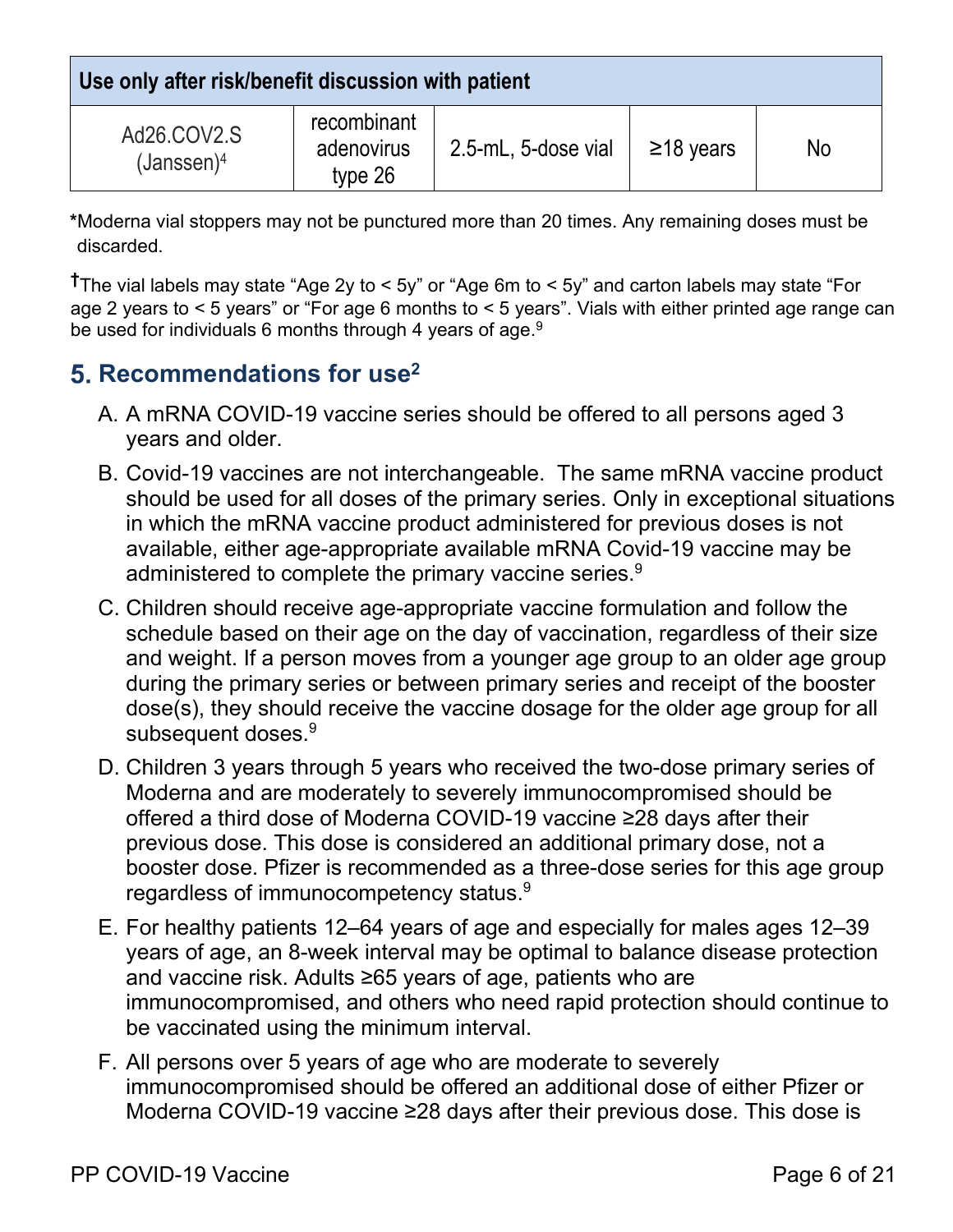| Use only after risk/benefit discussion with patient | | | | |
|---|---|---|---|---|
| Ad26.COV2.S (Janssen)[4] | recombinant adenovirus type 26 | 2.5-mL, 5-dose vial | ≥18 years | No |

*Moderna vial stoppers may not be punctured more than 20 times. Any remaining doses must be discarded.

†The vial labels may state “Age 2y to < 5y” or “Age 6m to < 5y” and carton labels may state “For age 2 years to < 5 years” or “For age 6 months to < 5 years”. Vials with either printed age range can be used for individuals 6 months through 4 years of age.[9]

## 5. Recommendations for use[2]

A. A mRNA COVID-19 vaccine series should be offered to all persons aged 3 years and older.

B. Covid-19 vaccines are not interchangeable. The same mRNA vaccine product should be used for all doses of the primary series. Only in exceptional situations in which the mRNA vaccine product administered for previous doses is not available, either age-appropriate available mRNA Covid-19 vaccine may be administered to complete the primary vaccine series.[9]

C. Children should receive age-appropriate vaccine formulation and follow the schedule based on their age on the day of vaccination, regardless of their size and weight. If a person moves from a younger age group to an older age group during the primary series or between primary series and receipt of the booster dose(s), they should receive the vaccine dosage for the older age group for all subsequent doses.[9]

D. Children 3 years through 5 years who received the two-dose primary series of Moderna and are moderately to severely immunocompromised should be offered a third dose of Moderna COVID-19 vaccine ≥28 days after their previous dose. This dose is considered an additional primary dose, not a booster dose. Pfizer is recommended as a three-dose series for this age group regardless of immunocompetency status.[9]

E. For healthy patients 12–64 years of age and especially for males ages 12–39 years of age, an 8-week interval may be optimal to balance disease protection and vaccine risk. Adults ≥65 years of age, patients who are immunocompromised, and others who need rapid protection should continue to be vaccinated using the minimum interval.

F. All persons over 5 years of age who are moderate to severely immunocompromised should be offered an additional dose of either Pfizer or Moderna COVID-19 vaccine ≥28 days after their previous dose. This dose is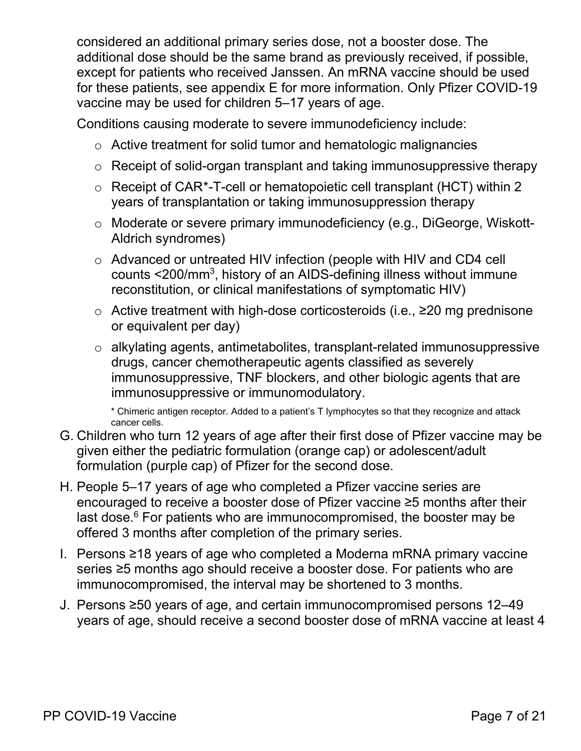considered an additional primary series dose, not a booster dose. The additional dose should be the same brand as previously received, if possible, except for patients who received Janssen. An mRNA vaccine should be used for these patients, see appendix E for more information. Only Pfizer COVID-19 vaccine may be used for children 5–17 years of age.

Conditions causing moderate to severe immunodeficiency include:

- Active treatment for solid tumor and hematologic malignancies
- Receipt of solid-organ transplant and taking immunosuppressive therapy
- Receipt of CAR*-T-cell or hematopoietic cell transplant (HCT) within 2 years of transplantation or taking immunosuppression therapy
- Moderate or severe primary immunodeficiency (e.g., DiGeorge, Wiskott-Aldrich syndromes)
- Advanced or untreated HIV infection (people with HIV and CD4 cell counts <200/mm$^3$, history of an AIDS-defining illness without immune reconstitution, or clinical manifestations of symptomatic HIV)
- Active treatment with high-dose corticosteroids (i.e., ≥20 mg prednisone or equivalent per day)
- alkylating agents, antimetabolites, transplant-related immunosuppressive drugs, cancer chemotherapeutic agents classified as severely immunosuppressive, TNF blockers, and other biologic agents that are immunosuppressive or immunomodulatory.

\* Chimeric antigen receptor. Added to a patient's T lymphocytes so that they recognize and attack cancer cells.

G. Children who turn 12 years of age after their first dose of Pfizer vaccine may be given either the pediatric formulation (orange cap) or adolescent/adult formulation (purple cap) of Pfizer for the second dose.

H. People 5–17 years of age who completed a Pfizer vaccine series are encouraged to receive a booster dose of Pfizer vaccine ≥5 months after their last dose.[6] For patients who are immunocompromised, the booster may be offered 3 months after completion of the primary series.

I. Persons ≥18 years of age who completed a Moderna mRNA primary vaccine series ≥5 months ago should receive a booster dose. For patients who are immunocompromised, the interval may be shortened to 3 months.

J. Persons ≥50 years of age, and certain immunocompromised persons 12–49 years of age, should receive a second booster dose of mRNA vaccine at least 4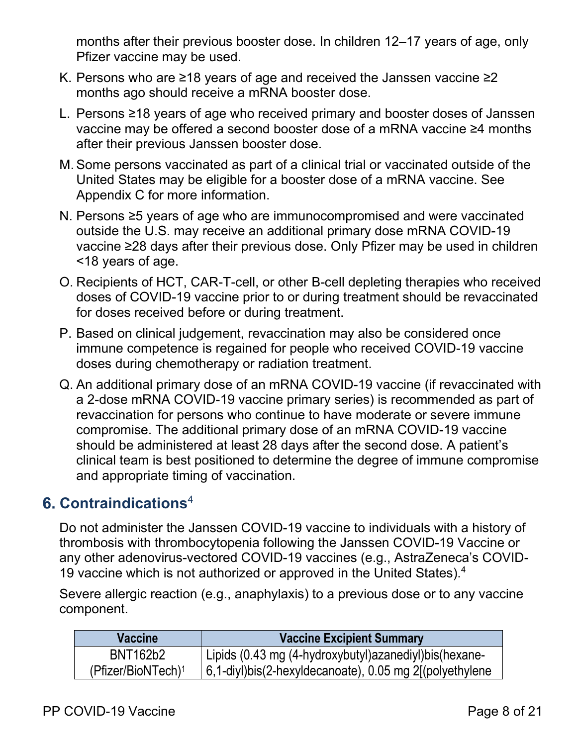months after their previous booster dose. In children 12–17 years of age, only Pfizer vaccine may be used.

K. Persons who are ≥18 years of age and received the Janssen vaccine ≥2 months ago should receive a mRNA booster dose.

L. Persons ≥18 years of age who received primary and booster doses of Janssen vaccine may be offered a second booster dose of a mRNA vaccine ≥4 months after their previous Janssen booster dose.

M. Some persons vaccinated as part of a clinical trial or vaccinated outside of the United States may be eligible for a booster dose of a mRNA vaccine. See Appendix C for more information.

N. Persons ≥5 years of age who are immunocompromised and were vaccinated outside the U.S. may receive an additional primary dose mRNA COVID-19 vaccine ≥28 days after their previous dose. Only Pfizer may be used in children <18 years of age.

O. Recipients of HCT, CAR-T-cell, or other B-cell depleting therapies who received doses of COVID-19 vaccine prior to or during treatment should be revaccinated for doses received before or during treatment.

P. Based on clinical judgement, revaccination may also be considered once immune competence is regained for people who received COVID-19 vaccine doses during chemotherapy or radiation treatment.

Q. An additional primary dose of an mRNA COVID-19 vaccine (if revaccinated with a 2-dose mRNA COVID-19 vaccine primary series) is recommended as part of revaccination for persons who continue to have moderate or severe immune compromise. The additional primary dose of an mRNA COVID-19 vaccine should be administered at least 28 days after the second dose. A patient's clinical team is best positioned to determine the degree of immune compromise and appropriate timing of vaccination.

## 6. Contraindications[4]

Do not administer the Janssen COVID-19 vaccine to individuals with a history of thrombosis with thrombocytopenia following the Janssen COVID-19 Vaccine or any other adenovirus-vectored COVID-19 vaccines (e.g., AstraZeneca's COVID-19 vaccine which is not authorized or approved in the United States).[4]

Severe allergic reaction (e.g., anaphylaxis) to a previous dose or to any vaccine component.

| Vaccine | Vaccine Excipient Summary |
|---|---|
| BNT162b2 (Pfizer/BioNTech)[1] | Lipids (0.43 mg (4-hydroxybutyl)azanediyl)bis(hexane-6,1-diyl)bis(2-hexyldecanoate), 0.05 mg 2[(polyethylene |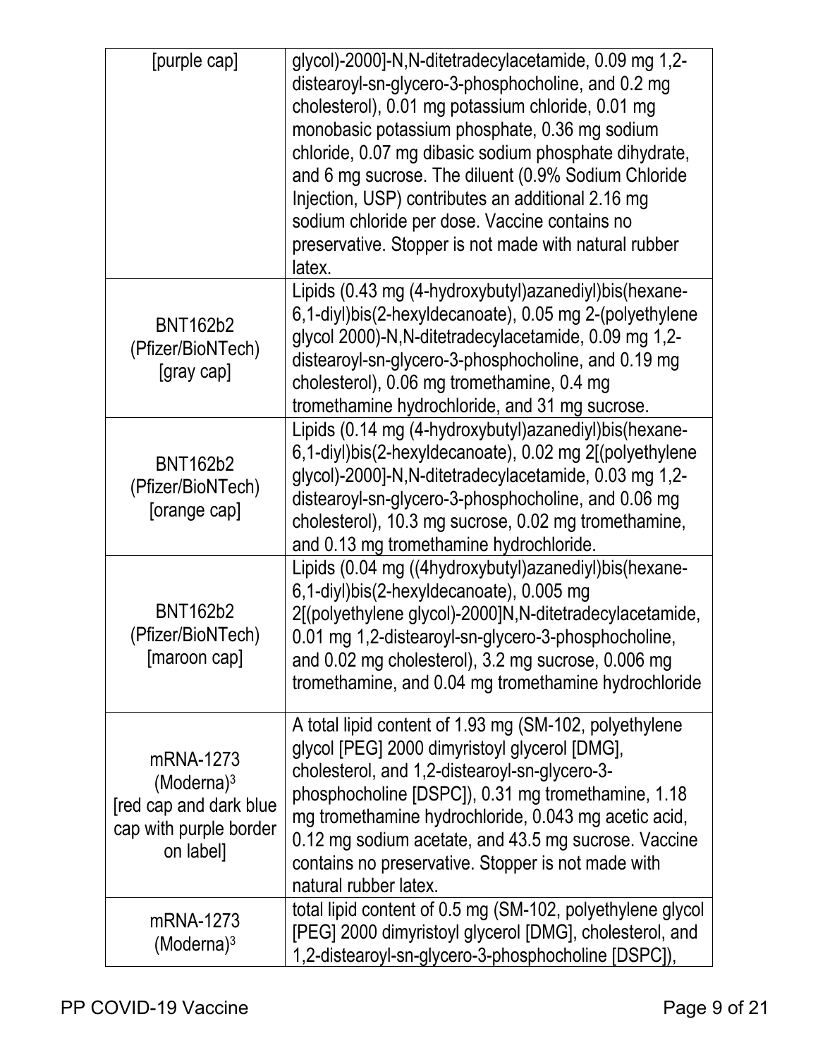| | |
|---|---|
| [purple cap] | glycol)-2000]-N,N-ditetradecylacetamide, 0.09 mg 1,2-distearoyl-sn-glycero-3-phosphocholine, and 0.2 mg cholesterol), 0.01 mg potassium chloride, 0.01 mg monobasic potassium phosphate, 0.36 mg sodium chloride, 0.07 mg dibasic sodium phosphate dihydrate, and 6 mg sucrose. The diluent (0.9% Sodium Chloride Injection, USP) contributes an additional 2.16 mg sodium chloride per dose. Vaccine contains no preservative. Stopper is not made with natural rubber latex. |
| BNT162b2 (Pfizer/BioNTech) [gray cap] | Lipids (0.43 mg (4-hydroxybutyl)azanediyl)bis(hexane-6,1-diyl)bis(2-hexyldecanoate), 0.05 mg 2-(polyethylene glycol 2000)-N,N-ditetradecylacetamide, 0.09 mg 1,2-distearoyl-sn-glycero-3-phosphocholine, and 0.19 mg cholesterol), 0.06 mg tromethamine, 0.4 mg tromethamine hydrochloride, and 31 mg sucrose. |
| BNT162b2 (Pfizer/BioNTech) [orange cap] | Lipids (0.14 mg (4-hydroxybutyl)azanediyl)bis(hexane-6,1-diyl)bis(2-hexyldecanoate), 0.02 mg 2[(polyethylene glycol)-2000]-N,N-ditetradecylacetamide, 0.03 mg 1,2-distearoyl-sn-glycero-3-phosphocholine, and 0.06 mg cholesterol), 10.3 mg sucrose, 0.02 mg tromethamine, and 0.13 mg tromethamine hydrochloride. |
| BNT162b2 (Pfizer/BioNTech) [maroon cap] | Lipids (0.04 mg ((4hydroxybutyl)azanediyl)bis(hexane-6,1-diyl)bis(2-hexyldecanoate), 0.005 mg 2[(polyethylene glycol)-2000]N,N-ditetradecylacetamide, 0.01 mg 1,2-distearoyl-sn-glycero-3-phosphocholine, and 0.02 mg cholesterol), 3.2 mg sucrose, 0.006 mg tromethamine, and 0.04 mg tromethamine hydrochloride |
| mRNA-1273 (Moderna)[3] [red cap and dark blue cap with purple border on label] | A total lipid content of 1.93 mg (SM-102, polyethylene glycol [PEG] 2000 dimyristoyl glycerol [DMG], cholesterol, and 1,2-distearoyl-sn-glycero-3-phosphocholine [DSPC]), 0.31 mg tromethamine, 1.18 mg tromethamine hydrochloride, 0.043 mg acetic acid, 0.12 mg sodium acetate, and 43.5 mg sucrose. Vaccine contains no preservative. Stopper is not made with natural rubber latex. |
| mRNA-1273 (Moderna)[3] | total lipid content of 0.5 mg (SM-102, polyethylene glycol [PEG] 2000 dimyristoyl glycerol [DMG], cholesterol, and 1,2-distearoyl-sn-glycero-3-phosphocholine [DSPC]), |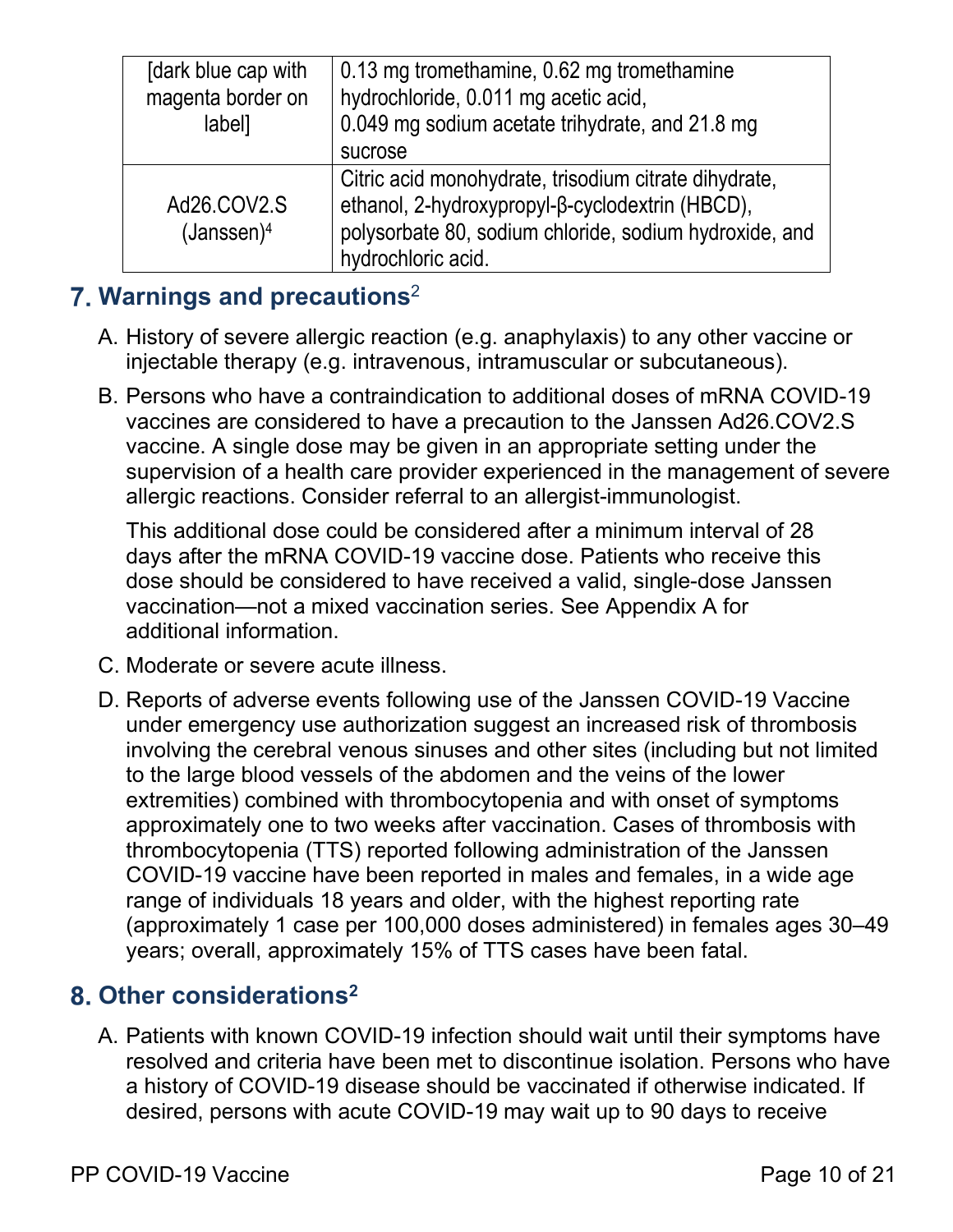| | |
|---|---|
| [dark blue cap with magenta border on label] | 0.13 mg tromethamine, 0.62 mg tromethamine hydrochloride, 0.011 mg acetic acid, 0.049 mg sodium acetate trihydrate, and 21.8 mg sucrose |
| Ad26.COV2.S (Janssen)[4] | Citric acid monohydrate, trisodium citrate dihydrate, ethanol, 2-hydroxypropyl-β-cyclodextrin (HBCD), polysorbate 80, sodium chloride, sodium hydroxide, and hydrochloric acid. |

## 7. Warnings and precautions[2]

A. History of severe allergic reaction (e.g. anaphylaxis) to any other vaccine or injectable therapy (e.g. intravenous, intramuscular or subcutaneous).

B. Persons who have a contraindication to additional doses of mRNA COVID-19 vaccines are considered to have a precaution to the Janssen Ad26.COV2.S vaccine. A single dose may be given in an appropriate setting under the supervision of a health care provider experienced in the management of severe allergic reactions. Consider referral to an allergist-immunologist.

   This additional dose could be considered after a minimum interval of 28 days after the mRNA COVID-19 vaccine dose. Patients who receive this dose should be considered to have received a valid, single-dose Janssen vaccination—not a mixed vaccination series. See Appendix A for additional information.

C. Moderate or severe acute illness.

D. Reports of adverse events following use of the Janssen COVID-19 Vaccine under emergency use authorization suggest an increased risk of thrombosis involving the cerebral venous sinuses and other sites (including but not limited to the large blood vessels of the abdomen and the veins of the lower extremities) combined with thrombocytopenia and with onset of symptoms approximately one to two weeks after vaccination. Cases of thrombosis with thrombocytopenia (TTS) reported following administration of the Janssen COVID-19 vaccine have been reported in males and females, in a wide age range of individuals 18 years and older, with the highest reporting rate (approximately 1 case per 100,000 doses administered) in females ages 30–49 years; overall, approximately 15% of TTS cases have been fatal.

## 8. Other considerations[2]

A. Patients with known COVID-19 infection should wait until their symptoms have resolved and criteria have been met to discontinue isolation. Persons who have a history of COVID-19 disease should be vaccinated if otherwise indicated. If desired, persons with acute COVID-19 may wait up to 90 days to receive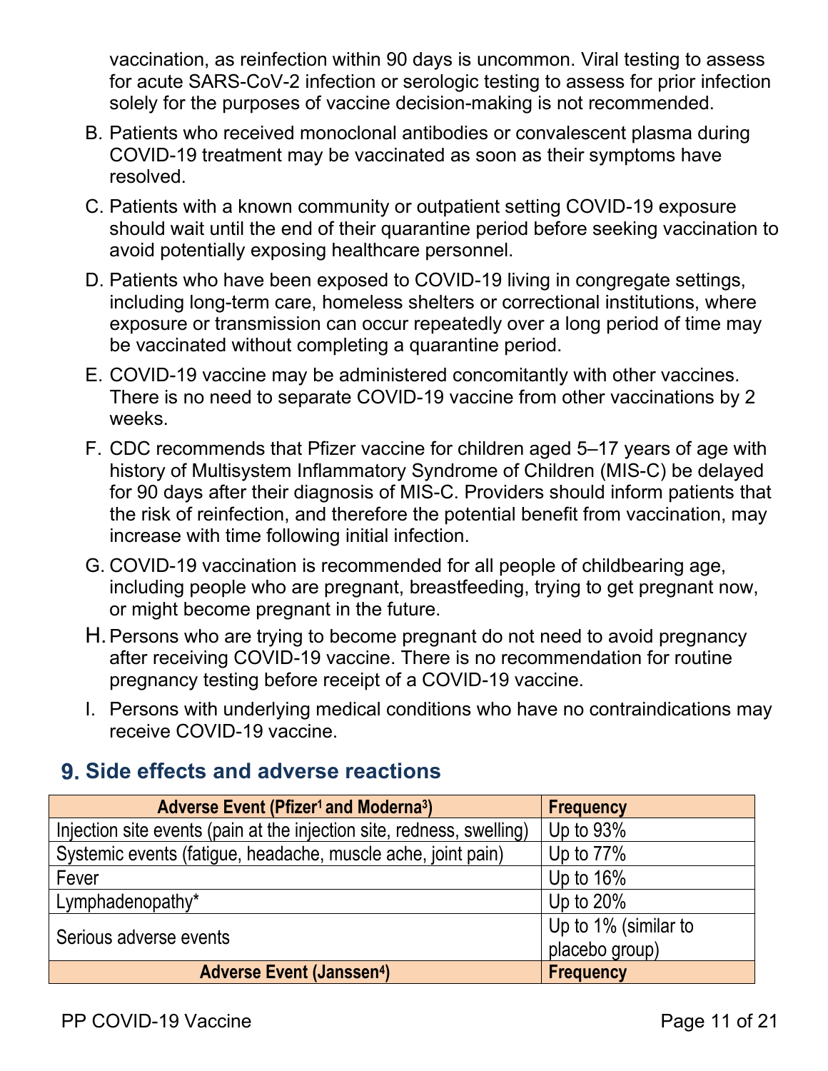vaccination, as reinfection within 90 days is uncommon. Viral testing to assess for acute SARS-CoV-2 infection or serologic testing to assess for prior infection solely for the purposes of vaccine decision-making is not recommended.

B. Patients who received monoclonal antibodies or convalescent plasma during COVID-19 treatment may be vaccinated as soon as their symptoms have resolved.

C. Patients with a known community or outpatient setting COVID-19 exposure should wait until the end of their quarantine period before seeking vaccination to avoid potentially exposing healthcare personnel.

D. Patients who have been exposed to COVID-19 living in congregate settings, including long-term care, homeless shelters or correctional institutions, where exposure or transmission can occur repeatedly over a long period of time may be vaccinated without completing a quarantine period.

E. COVID-19 vaccine may be administered concomitantly with other vaccines. There is no need to separate COVID-19 vaccine from other vaccinations by 2 weeks.

F. CDC recommends that Pfizer vaccine for children aged 5–17 years of age with history of Multisystem Inflammatory Syndrome of Children (MIS-C) be delayed for 90 days after their diagnosis of MIS-C. Providers should inform patients that the risk of reinfection, and therefore the potential benefit from vaccination, may increase with time following initial infection.

G. COVID-19 vaccination is recommended for all people of childbearing age, including people who are pregnant, breastfeeding, trying to get pregnant now, or might become pregnant in the future.

H. Persons who are trying to become pregnant do not need to avoid pregnancy after receiving COVID-19 vaccine. There is no recommendation for routine pregnancy testing before receipt of a COVID-19 vaccine.

I. Persons with underlying medical conditions who have no contraindications may receive COVID-19 vaccine.

## 9. Side effects and adverse reactions

| Adverse Event (Pfizer[1] and Moderna[3]) | Frequency |
|---|---|
| Injection site events (pain at the injection site, redness, swelling) | Up to 93% |
| Systemic events (fatigue, headache, muscle ache, joint pain) | Up to 77% |
| Fever | Up to 16% |
| Lymphadenopathy* | Up to 20% |
| Serious adverse events | Up to 1% (similar to placebo group) |
| **Adverse Event (Janssen[4])** | **Frequency** |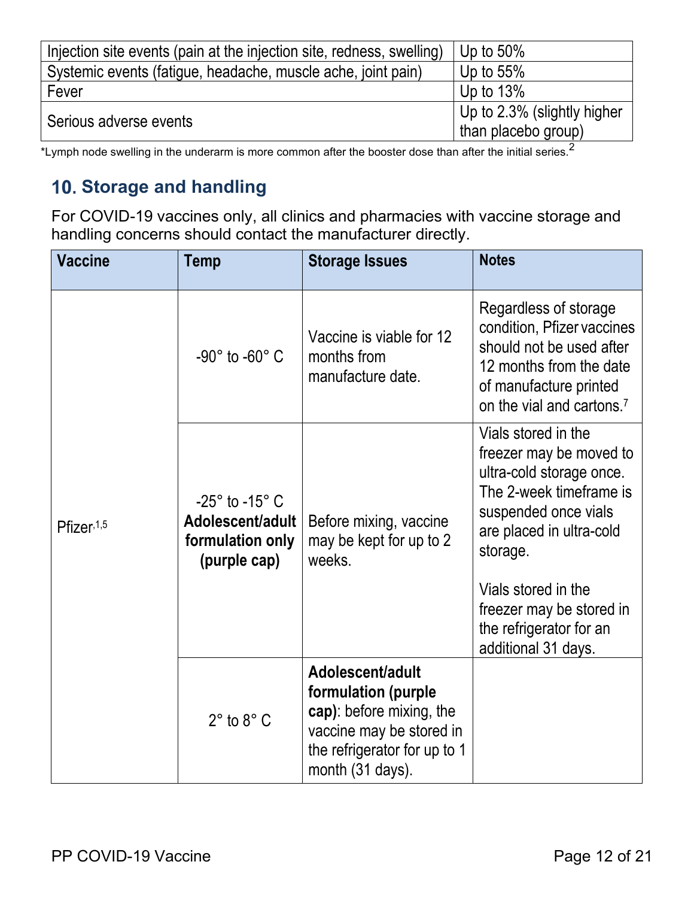| | |
|---|---|
| Injection site events (pain at the injection site, redness, swelling) | Up to 50% |
| Systemic events (fatigue, headache, muscle ache, joint pain) | Up to 55% |
| Fever | Up to 13% |
| Serious adverse events | Up to 2.3% (slightly higher than placebo group) |

*Lymph node swelling in the underarm is more common after the booster dose than after the initial series.[2]

## 10. Storage and handling

For COVID-19 vaccines only, all clinics and pharmacies with vaccine storage and handling concerns should contact the manufacturer directly.

| Vaccine | Temp | Storage Issues | Notes |
|---|---|---|---|
| Pfizer[1,5] | -90° to -60° C | Vaccine is viable for 12 months from manufacture date. | Regardless of storage condition, Pfizer vaccines should not be used after 12 months from the date of manufacture printed on the vial and cartons.[7] |
| | -25° to -15° C **Adolescent/adult formulation only (purple cap)** | Before mixing, vaccine may be kept for up to 2 weeks. | Vials stored in the freezer may be moved to ultra-cold storage once. The 2-week timeframe is suspended once vials are placed in ultra-cold storage.<br><br>Vials stored in the freezer may be stored in the refrigerator for an additional 31 days. |
| | 2° to 8° C | **Adolescent/adult formulation (purple cap)**: before mixing, the vaccine may be stored in the refrigerator for up to 1 month (31 days). | |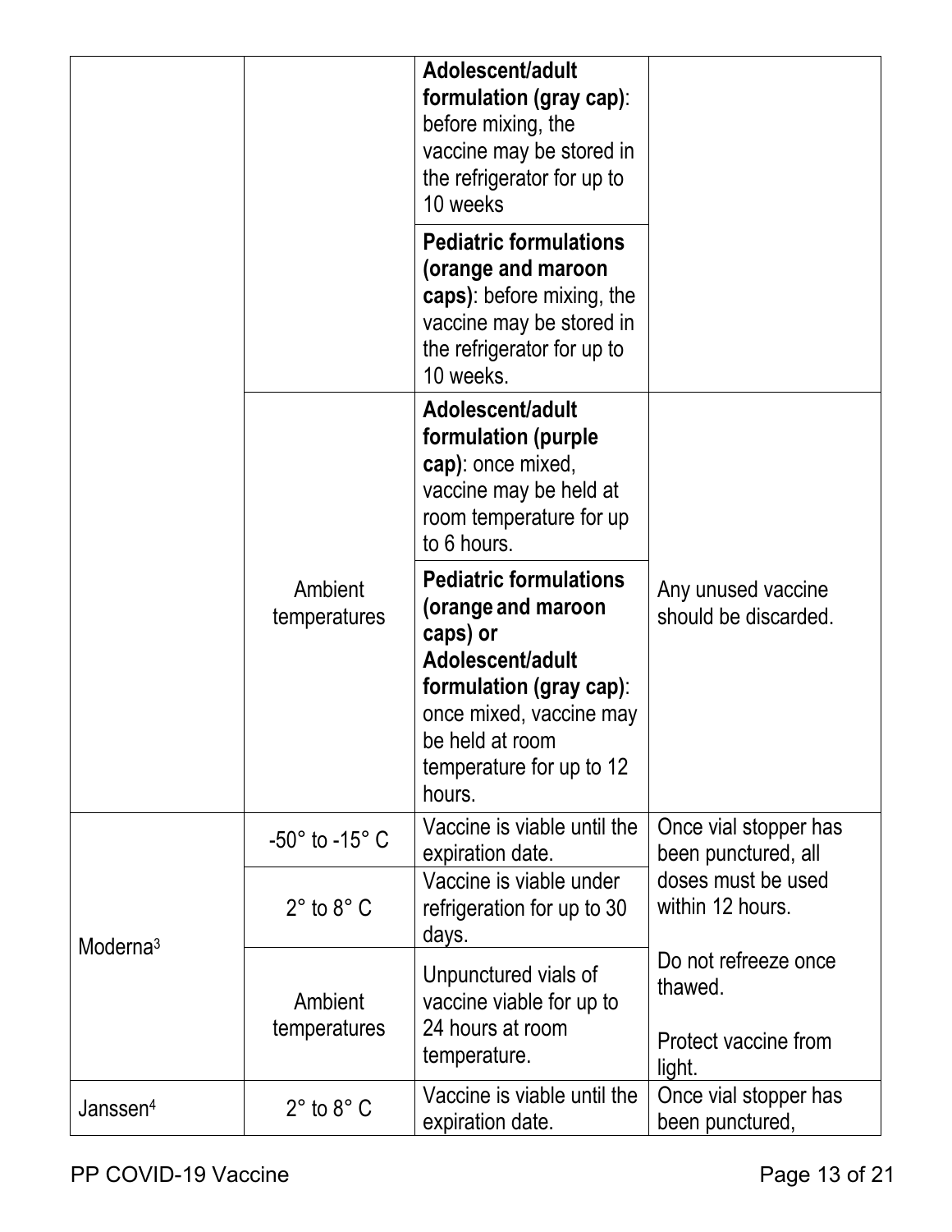| | | | |
|---|---|---|---|
| | | **Adolescent/adult formulation (gray cap)**: before mixing, the vaccine may be stored in the refrigerator for up to 10 weeks | |
| | | **Pediatric formulations (orange and maroon caps)**: before mixing, the vaccine may be stored in the refrigerator for up to 10 weeks. | |
| | Ambient temperatures | **Adolescent/adult formulation (purple cap)**: once mixed, vaccine may be held at room temperature for up to 6 hours. | Any unused vaccine should be discarded. |
| | | **Pediatric formulations (orange and maroon caps) or Adolescent/adult formulation (gray cap)**: once mixed, vaccine may be held at room temperature for up to 12 hours. | |
| Moderna[3] | -50° to -15° C | Vaccine is viable until the expiration date. | Once vial stopper has been punctured, all doses must be used within 12 hours.<br><br>Do not refreeze once thawed.<br><br>Protect vaccine from light. |
| | 2° to 8° C | Vaccine is viable under refrigeration for up to 30 days. | |
| | Ambient temperatures | Unpunctured vials of vaccine viable for up to 24 hours at room temperature. | |
| Janssen[4] | 2° to 8° C | Vaccine is viable until the expiration date. | Once vial stopper has been punctured, |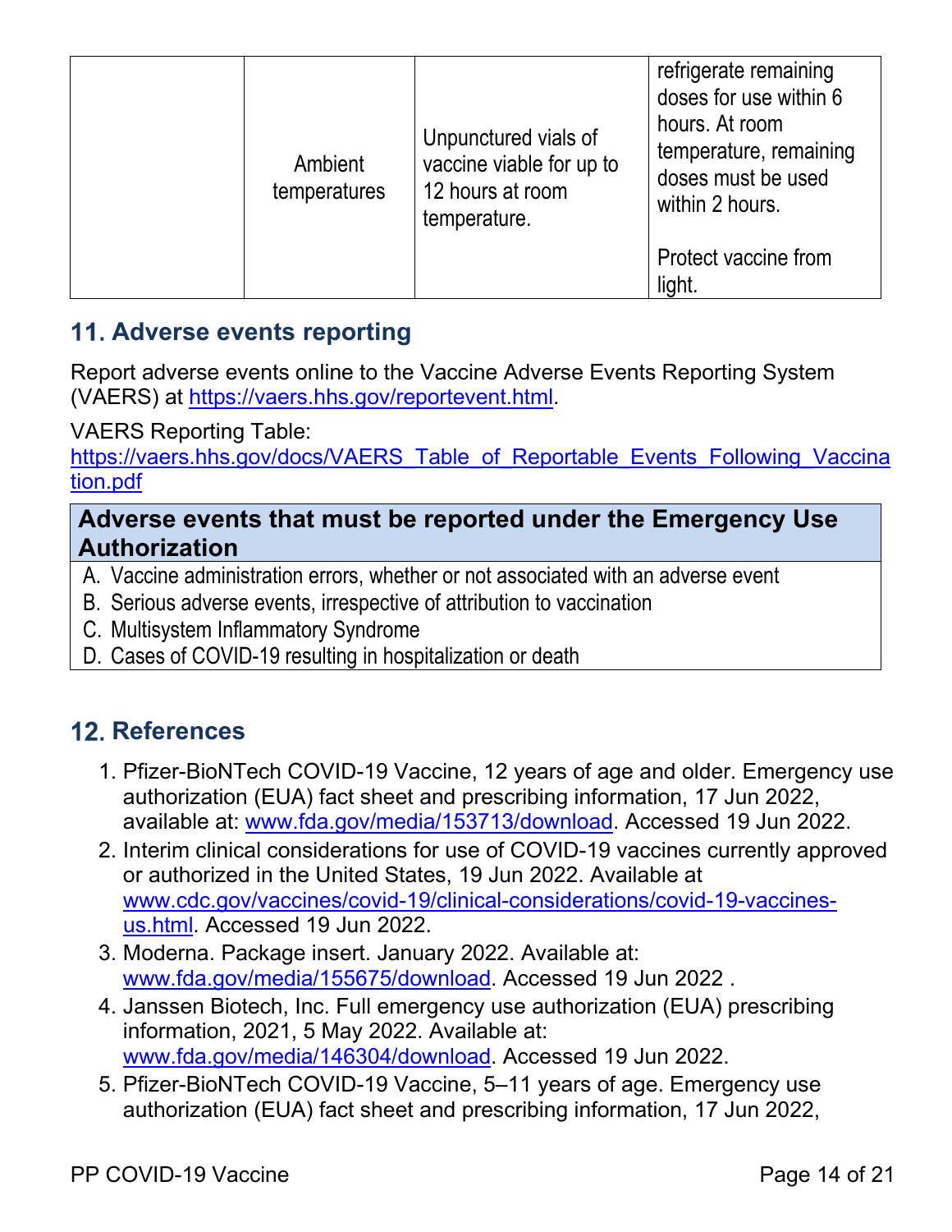| | | | |
|---|---|---|---|
| | Ambient temperatures | Unpunctured vials of vaccine viable for up to 12 hours at room temperature. | refrigerate remaining doses for use within 6 hours. At room temperature, remaining doses must be used within 2 hours.<br><br>Protect vaccine from light. |

## 11. Adverse events reporting

Report adverse events online to the Vaccine Adverse Events Reporting System (VAERS) at https://vaers.hhs.gov/reportevent.html.

VAERS Reporting Table:
https://vaers.hhs.gov/docs/VAERS_Table_of_Reportable_Events_Following_Vaccination.pdf

| Adverse events that must be reported under the Emergency Use Authorization |
|---|
| A. Vaccine administration errors, whether or not associated with an adverse event<br>B. Serious adverse events, irrespective of attribution to vaccination<br>C. Multisystem Inflammatory Syndrome<br>D. Cases of COVID-19 resulting in hospitalization or death |

## 12. References

1. Pfizer-BioNTech COVID-19 Vaccine, 12 years of age and older. Emergency use authorization (EUA) fact sheet and prescribing information, 17 Jun 2022, available at: www.fda.gov/media/153713/download. Accessed 19 Jun 2022.
2. Interim clinical considerations for use of COVID-19 vaccines currently approved or authorized in the United States, 19 Jun 2022. Available at www.cdc.gov/vaccines/covid-19/clinical-considerations/covid-19-vaccines-us.html. Accessed 19 Jun 2022.
3. Moderna. Package insert. January 2022. Available at: www.fda.gov/media/155675/download. Accessed 19 Jun 2022 .
4. Janssen Biotech, Inc. Full emergency use authorization (EUA) prescribing information, 2021, 5 May 2022. Available at: www.fda.gov/media/146304/download. Accessed 19 Jun 2022.
5. Pfizer-BioNTech COVID-19 Vaccine, 5–11 years of age. Emergency use authorization (EUA) fact sheet and prescribing information, 17 Jun 2022,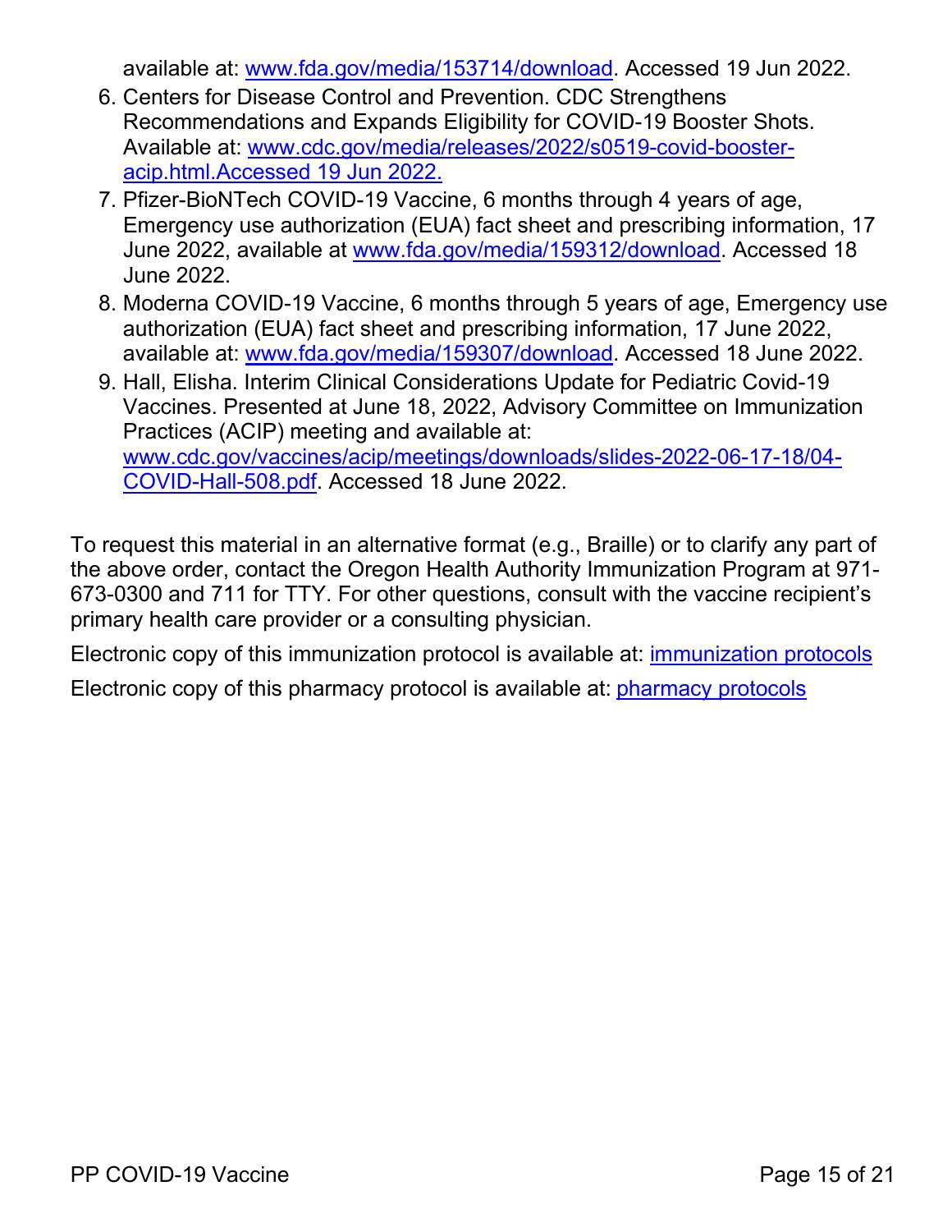available at: [www.fda.gov/media/153714/download](www.fda.gov/media/153714/download). Accessed 19 Jun 2022.

6. Centers for Disease Control and Prevention. CDC Strengthens Recommendations and Expands Eligibility for COVID-19 Booster Shots. Available at: [www.cdc.gov/media/releases/2022/s0519-covid-booster-acip.html.Accessed 19 Jun 2022.](www.cdc.gov/media/releases/2022/s0519-covid-booster-acip.html)
7. Pfizer-BioNTech COVID-19 Vaccine, 6 months through 4 years of age, Emergency use authorization (EUA) fact sheet and prescribing information, 17 June 2022, available at [www.fda.gov/media/159312/download](www.fda.gov/media/159312/download). Accessed 18 June 2022.
8. Moderna COVID-19 Vaccine, 6 months through 5 years of age, Emergency use authorization (EUA) fact sheet and prescribing information, 17 June 2022, available at: [www.fda.gov/media/159307/download](www.fda.gov/media/159307/download). Accessed 18 June 2022.
9. Hall, Elisha. Interim Clinical Considerations Update for Pediatric Covid-19 Vaccines. Presented at June 18, 2022, Advisory Committee on Immunization Practices (ACIP) meeting and available at: [www.cdc.gov/vaccines/acip/meetings/downloads/slides-2022-06-17-18/04-COVID-Hall-508.pdf](www.cdc.gov/vaccines/acip/meetings/downloads/slides-2022-06-17-18/04-COVID-Hall-508.pdf). Accessed 18 June 2022.

To request this material in an alternative format (e.g., Braille) or to clarify any part of the above order, contact the Oregon Health Authority Immunization Program at 971-673-0300 and 711 for TTY. For other questions, consult with the vaccine recipient's primary health care provider or a consulting physician.

Electronic copy of this immunization protocol is available at: immunization protocols

Electronic copy of this pharmacy protocol is available at: pharmacy protocols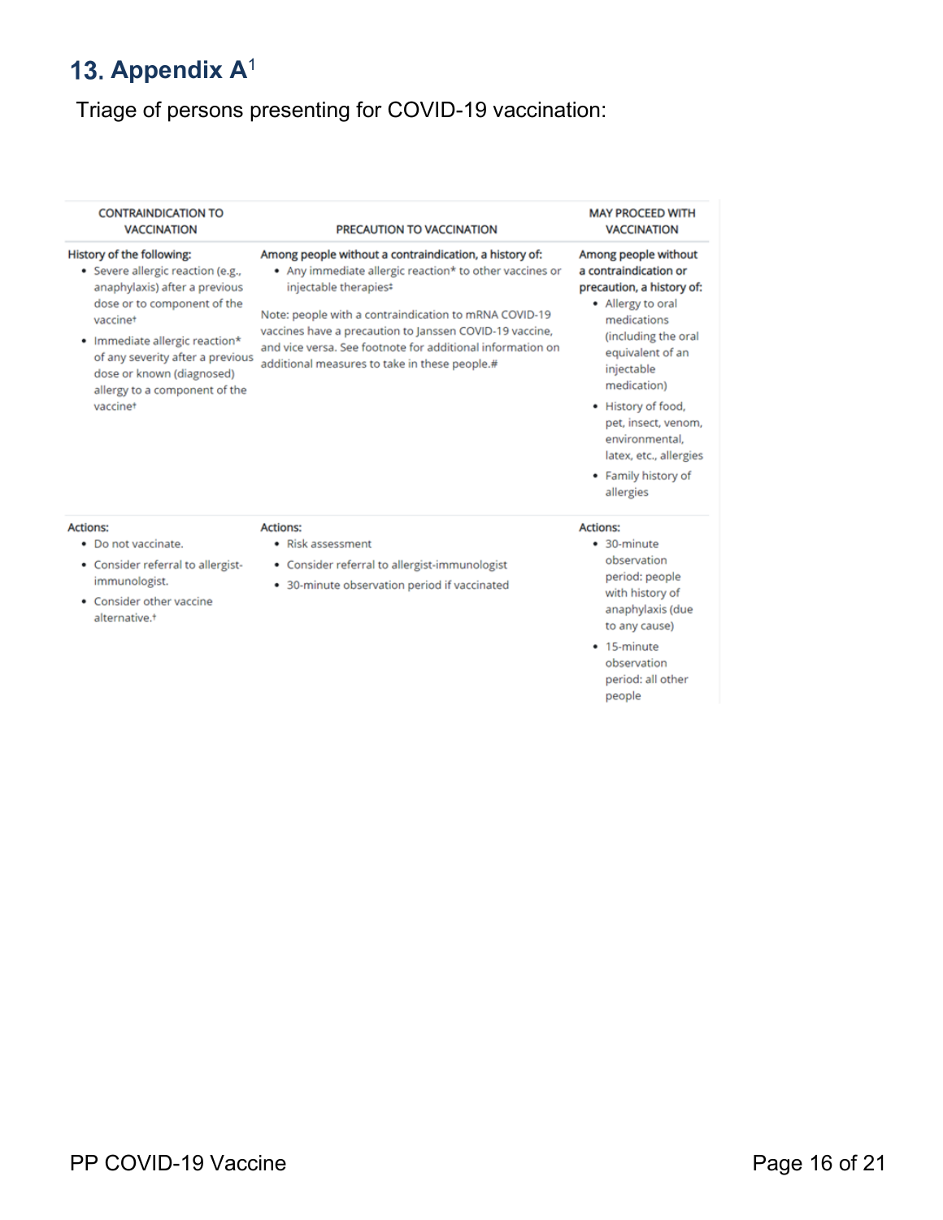## 13. Appendix A[1]

Triage of persons presenting for COVID-19 vaccination:

| CONTRAINDICATION TO VACCINATION | PRECAUTION TO VACCINATION | MAY PROCEED WITH VACCINATION |
|---|---|---|
| History of the following:<br>• Severe allergic reaction (e.g., anaphylaxis) after a previous dose or to component of the vaccine†<br>• Immediate allergic reaction* of any severity after a previous dose or known (diagnosed) allergy to a component of the vaccine† | Among people without a contraindication, a history of:<br>• Any immediate allergic reaction* to other vaccines or injectable therapies‡<br><br>Note: people with a contraindication to mRNA COVID-19 vaccines have a precaution to Janssen COVID-19 vaccine, and vice versa. See footnote for additional information on additional measures to take in these people.# | Among people without a contraindication or precaution, a history of:<br>• Allergy to oral medications (including the oral equivalent of an injectable medication)<br>• History of food, pet, insect, venom, environmental, latex, etc., allergies<br>• Family history of allergies |
| Actions:<br>• Do not vaccinate.<br>• Consider referral to allergist-immunologist.<br>• Consider other vaccine alternative.† | Actions:<br>• Risk assessment<br>• Consider referral to allergist-immunologist<br>• 30-minute observation period if vaccinated | Actions:<br>• 30-minute observation period: people with history of anaphylaxis (due to any cause)<br>• 15-minute observation period: all other people |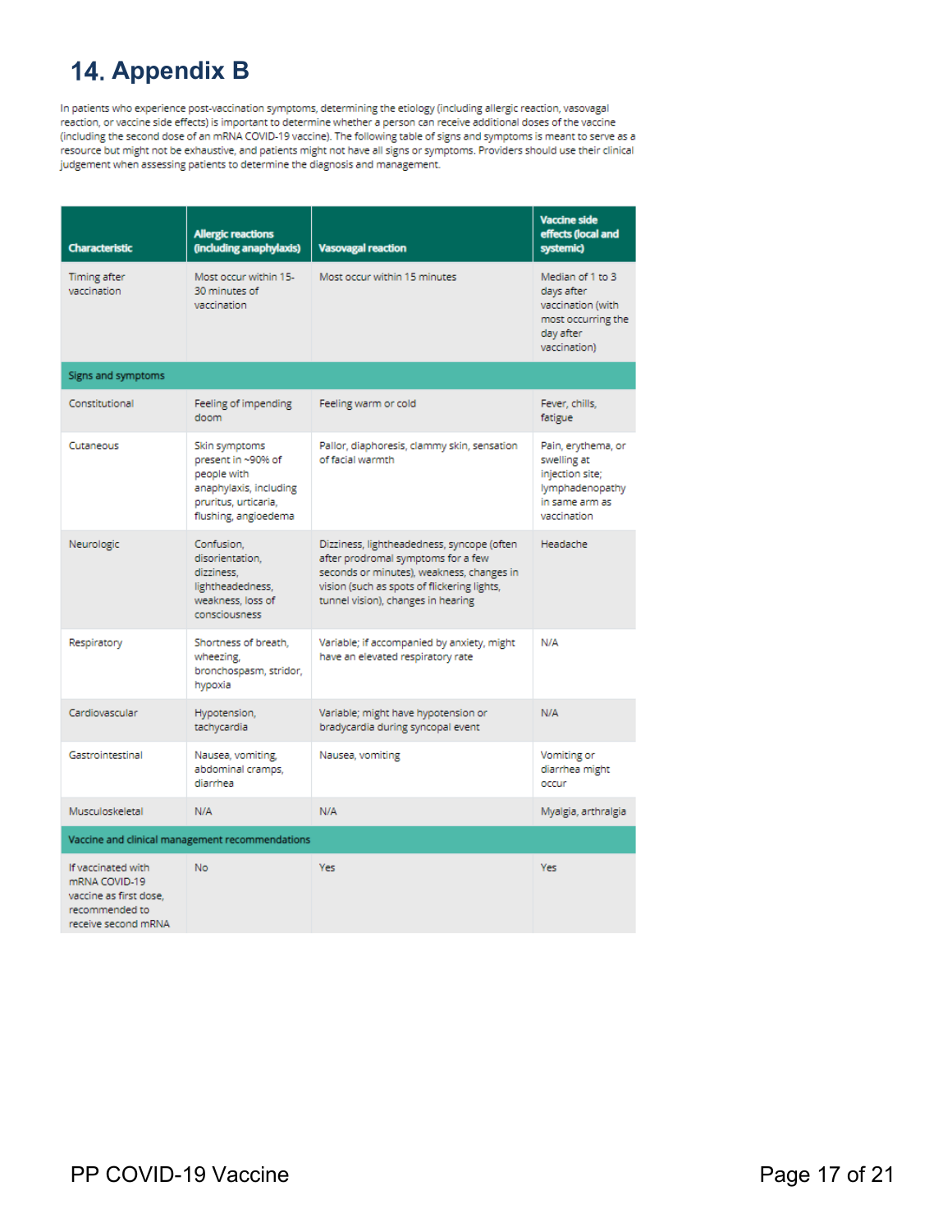# 14. Appendix B

In patients who experience post-vaccination symptoms, determining the etiology (including allergic reaction, vasovagal reaction, or vaccine side effects) is important to determine whether a person can receive additional doses of the vaccine (including the second dose of an mRNA COVID-19 vaccine). The following table of signs and symptoms is meant to serve as a resource but might not be exhaustive, and patients might not have all signs or symptoms. Providers should use their clinical judgement when assessing patients to determine the diagnosis and management.

| Characteristic | Allergic reactions (including anaphylaxis) | Vasovagal reaction | Vaccine side effects (local and systemic) |
|---|---|---|---|
| Timing after vaccination | Most occur within 15-30 minutes of vaccination | Most occur within 15 minutes | Median of 1 to 3 days after vaccination (with most occurring the day after vaccination) |
| **Signs and symptoms** | | | |
| Constitutional | Feeling of impending doom | Feeling warm or cold | Fever, chills, fatigue |
| Cutaneous | Skin symptoms present in ~90% of people with anaphylaxis, including pruritus, urticaria, flushing, angioedema | Pallor, diaphoresis, clammy skin, sensation of facial warmth | Pain, erythema, or swelling at injection site; lymphadenopathy in same arm as vaccination |
| Neurologic | Confusion, disorientation, dizziness, lightheadedness, weakness, loss of consciousness | Dizziness, lightheadedness, syncope (often after prodromal symptoms for a few seconds or minutes), weakness, changes in vision (such as spots of flickering lights, tunnel vision), changes in hearing | Headache |
| Respiratory | Shortness of breath, wheezing, bronchospasm, stridor, hypoxia | Variable; if accompanied by anxiety, might have an elevated respiratory rate | N/A |
| Cardiovascular | Hypotension, tachycardia | Variable; might have hypotension or bradycardia during syncopal event | N/A |
| Gastrointestinal | Nausea, vomiting, abdominal cramps, diarrhea | Nausea, vomiting | Vomiting or diarrhea might occur |
| Musculoskeletal | N/A | N/A | Myalgia, arthralgia |
| **Vaccine and clinical management recommendations** | | | |
| If vaccinated with mRNA COVID-19 vaccine as first dose, recommended to receive second mRNA | No | Yes | Yes |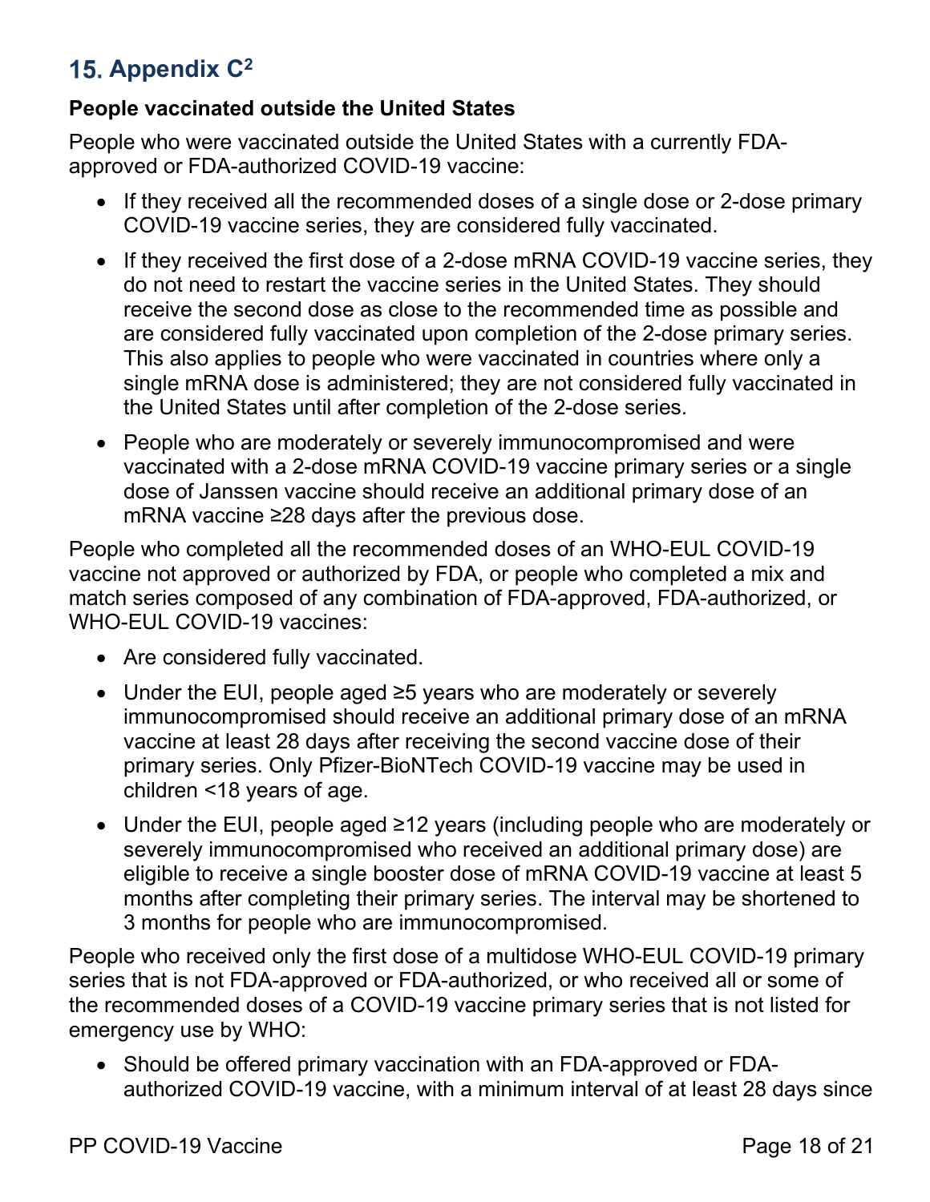## 15. Appendix C[2]

**People vaccinated outside the United States**

People who were vaccinated outside the United States with a currently FDA-approved or FDA-authorized COVID-19 vaccine:

- If they received all the recommended doses of a single dose or 2-dose primary COVID-19 vaccine series, they are considered fully vaccinated.
- If they received the first dose of a 2-dose mRNA COVID-19 vaccine series, they do not need to restart the vaccine series in the United States. They should receive the second dose as close to the recommended time as possible and are considered fully vaccinated upon completion of the 2-dose primary series. This also applies to people who were vaccinated in countries where only a single mRNA dose is administered; they are not considered fully vaccinated in the United States until after completion of the 2-dose series.
- People who are moderately or severely immunocompromised and were vaccinated with a 2-dose mRNA COVID-19 vaccine primary series or a single dose of Janssen vaccine should receive an additional primary dose of an mRNA vaccine ≥28 days after the previous dose.

People who completed all the recommended doses of an WHO-EUL COVID-19 vaccine not approved or authorized by FDA, or people who completed a mix and match series composed of any combination of FDA-approved, FDA-authorized, or WHO-EUL COVID-19 vaccines:

- Are considered fully vaccinated.
- Under the EUI, people aged ≥5 years who are moderately or severely immunocompromised should receive an additional primary dose of an mRNA vaccine at least 28 days after receiving the second vaccine dose of their primary series. Only Pfizer-BioNTech COVID-19 vaccine may be used in children <18 years of age.
- Under the EUI, people aged ≥12 years (including people who are moderately or severely immunocompromised who received an additional primary dose) are eligible to receive a single booster dose of mRNA COVID-19 vaccine at least 5 months after completing their primary series. The interval may be shortened to 3 months for people who are immunocompromised.

People who received only the first dose of a multidose WHO-EUL COVID-19 primary series that is not FDA-approved or FDA-authorized, or who received all or some of the recommended doses of a COVID-19 vaccine primary series that is not listed for emergency use by WHO:

- Should be offered primary vaccination with an FDA-approved or FDA-authorized COVID-19 vaccine, with a minimum interval of at least 28 days since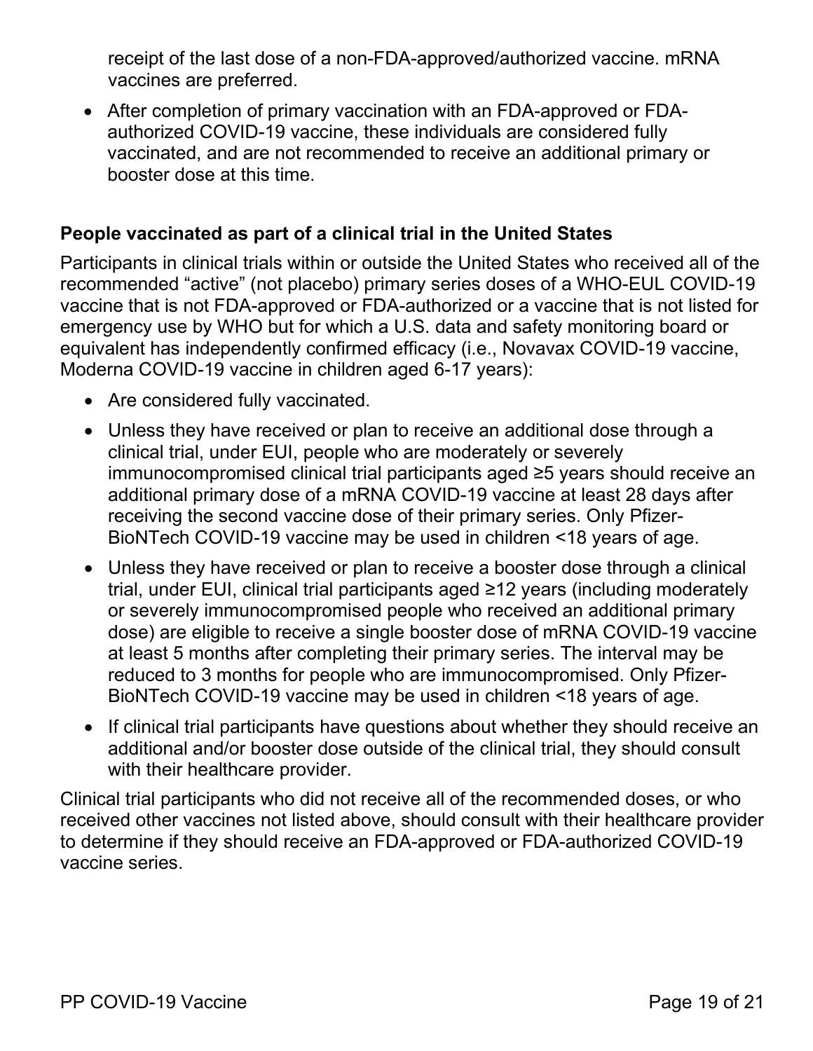receipt of the last dose of a non-FDA-approved/authorized vaccine. mRNA vaccines are preferred.

- After completion of primary vaccination with an FDA-approved or FDA-authorized COVID-19 vaccine, these individuals are considered fully vaccinated, and are not recommended to receive an additional primary or booster dose at this time.

**People vaccinated as part of a clinical trial in the United States**

Participants in clinical trials within or outside the United States who received all of the recommended "active" (not placebo) primary series doses of a WHO-EUL COVID-19 vaccine that is not FDA-approved or FDA-authorized or a vaccine that is not listed for emergency use by WHO but for which a U.S. data and safety monitoring board or equivalent has independently confirmed efficacy (i.e., Novavax COVID-19 vaccine, Moderna COVID-19 vaccine in children aged 6-17 years):

- Are considered fully vaccinated.
- Unless they have received or plan to receive an additional dose through a clinical trial, under EUI, people who are moderately or severely immunocompromised clinical trial participants aged ≥5 years should receive an additional primary dose of a mRNA COVID-19 vaccine at least 28 days after receiving the second vaccine dose of their primary series. Only Pfizer-BioNTech COVID-19 vaccine may be used in children <18 years of age.
- Unless they have received or plan to receive a booster dose through a clinical trial, under EUI, clinical trial participants aged ≥12 years (including moderately or severely immunocompromised people who received an additional primary dose) are eligible to receive a single booster dose of mRNA COVID-19 vaccine at least 5 months after completing their primary series. The interval may be reduced to 3 months for people who are immunocompromised. Only Pfizer-BioNTech COVID-19 vaccine may be used in children <18 years of age.
- If clinical trial participants have questions about whether they should receive an additional and/or booster dose outside of the clinical trial, they should consult with their healthcare provider.

Clinical trial participants who did not receive all of the recommended doses, or who received other vaccines not listed above, should consult with their healthcare provider to determine if they should receive an FDA-approved or FDA-authorized COVID-19 vaccine series.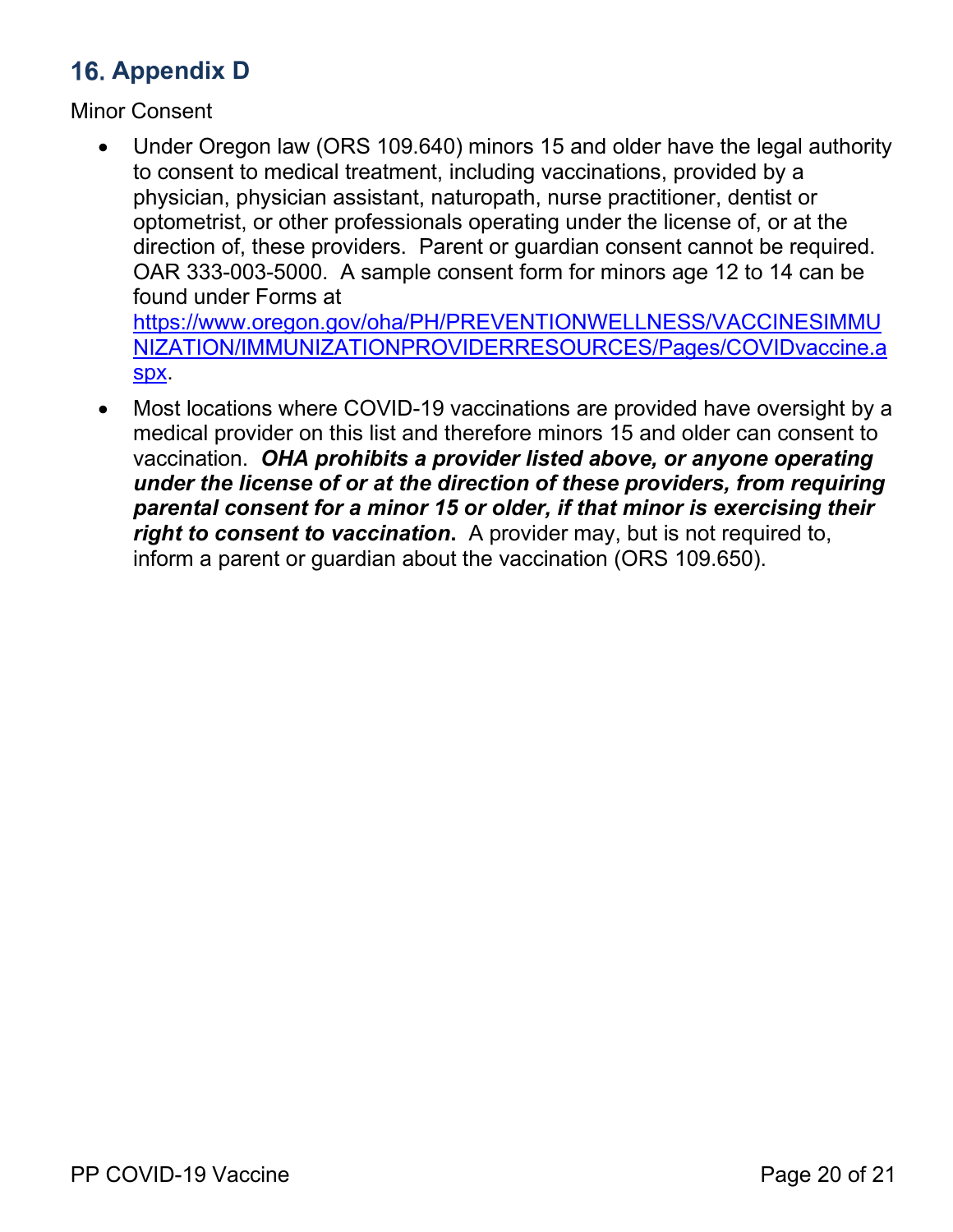## 16. Appendix D

Minor Consent

- Under Oregon law (ORS 109.640) minors 15 and older have the legal authority to consent to medical treatment, including vaccinations, provided by a physician, physician assistant, naturopath, nurse practitioner, dentist or optometrist, or other professionals operating under the license of, or at the direction of, these providers. Parent or guardian consent cannot be required. OAR 333-003-5000. A sample consent form for minors age 12 to 14 can be found under Forms at [https://www.oregon.gov/oha/PH/PREVENTIONWELLNESS/VACCINESIMMUNIZATION/IMMUNIZATIONPROVIDERRESOURCES/Pages/COVIDvaccine.aspx](https://www.oregon.gov/oha/PH/PREVENTIONWELLNESS/VACCINESIMMUNIZATION/IMMUNIZATIONPROVIDERRESOURCES/Pages/COVIDvaccine.aspx).
- Most locations where COVID-19 vaccinations are provided have oversight by a medical provider on this list and therefore minors 15 and older can consent to vaccination. ***OHA prohibits a provider listed above, or anyone operating under the license of or at the direction of these providers, from requiring parental consent for a minor 15 or older, if that minor is exercising their right to consent to vaccination*.** A provider may, but is not required to, inform a parent or guardian about the vaccination (ORS 109.650).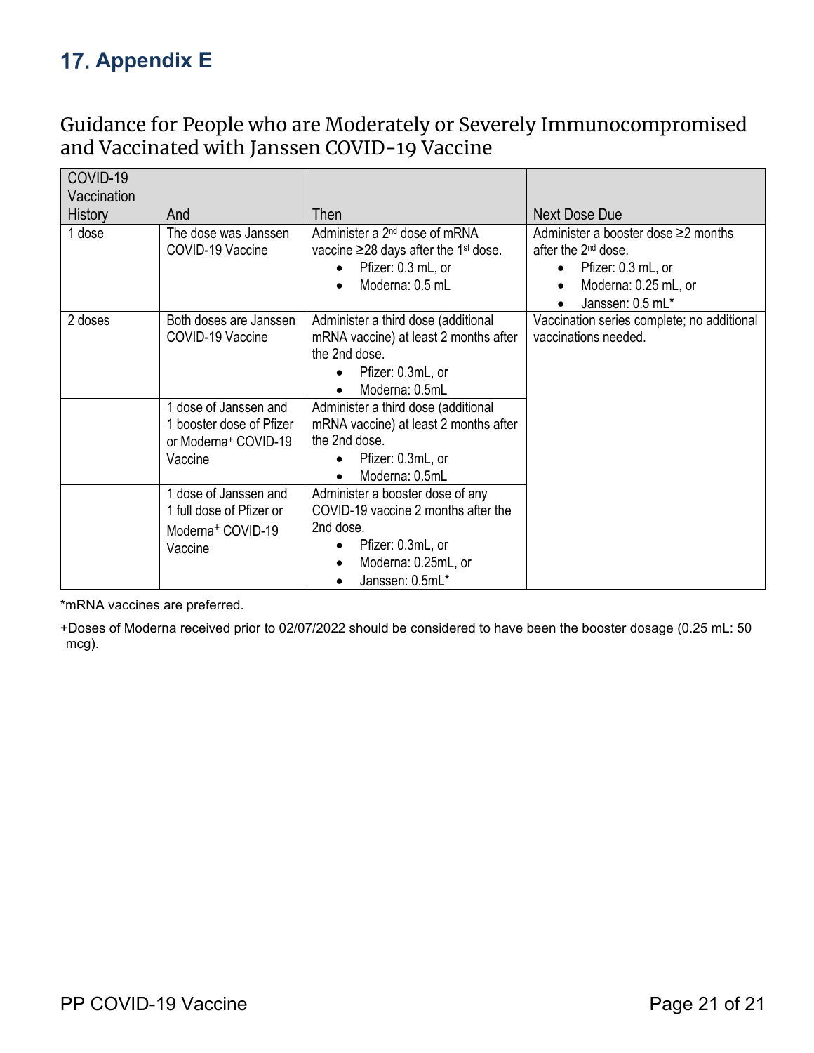## 17. Appendix E

### Guidance for People who are Moderately or Severely Immunocompromised and Vaccinated with Janssen COVID-19 Vaccine

| COVID-19 Vaccination History | And | Then | Next Dose Due |
|---|---|---|---|
| 1 dose | The dose was Janssen COVID-19 Vaccine | Administer a 2nd dose of mRNA vaccine ≥28 days after the 1st dose.<br>• Pfizer: 0.3 mL, or<br>• Moderna: 0.5 mL | Administer a booster dose ≥2 months after the 2nd dose.<br>• Pfizer: 0.3 mL, or<br>• Moderna: 0.25 mL, or<br>• Janssen: 0.5 mL* |
| 2 doses | Both doses are Janssen COVID-19 Vaccine | Administer a third dose (additional mRNA vaccine) at least 2 months after the 2nd dose.<br>• Pfizer: 0.3mL, or<br>• Moderna: 0.5mL | Vaccination series complete; no additional vaccinations needed. |
| | 1 dose of Janssen and 1 booster dose of Pfizer or Moderna+ COVID-19 Vaccine | Administer a third dose (additional mRNA vaccine) at least 2 months after the 2nd dose.<br>• Pfizer: 0.3mL, or<br>• Moderna: 0.5mL | |
| | 1 dose of Janssen and 1 full dose of Pfizer or Moderna+ COVID-19 Vaccine | Administer a booster dose of any COVID-19 vaccine 2 months after the 2nd dose.<br>• Pfizer: 0.3mL, or<br>• Moderna: 0.25mL, or<br>• Janssen: 0.5mL* | |

*mRNA vaccines are preferred.

+Doses of Moderna received prior to 02/07/2022 should be considered to have been the booster dosage (0.25 mL: 50 mcg).